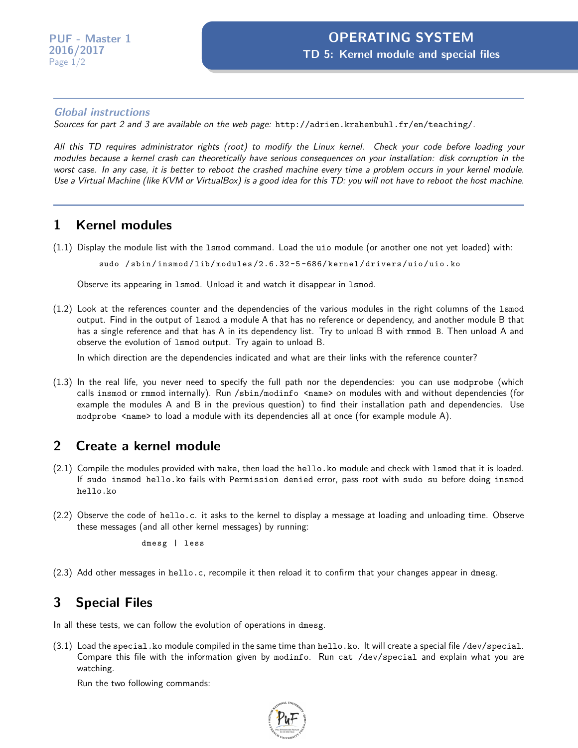# OPERATING SYSTEM

## TD 5: Kernel module and special files

PUF - Master 1
2016/2017

---

***Global instructions***

*Sources for part 2 and 3 are available on the web page:* `http://adrien.krahenbuhl.fr/en/teaching/`*.*

*All this TD requires administrator rights (root) to modify the Linux kernel. Check your code before loading your modules because a kernel crash can theoretically have serious consequences on your installation: disk corruption in the worst case. In any case, it is better to reboot the crashed machine every time a problem occurs in your kernel module. Use a Virtual Machine (like KVM or VirtualBox) is a good idea for this TD: you will not have to reboot the host machine.*

---

## 1 Kernel modules

(1.1) Display the module list with the `lsmod` command. Load the `uio` module (or another one not yet loaded) with:

```
sudo /sbin/insmod/lib/modules/2.6.32-5-686/kernel/drivers/uio/uio.ko
```

Observe its appearing in `lsmod`. Unload it and watch it disappear in `lsmod`.

(1.2) Look at the references counter and the dependencies of the various modules in the right columns of the `lsmod` output. Find in the output of `lsmod` a module A that has no reference or dependency, and another module B that has a single reference and that has A in its dependency list. Try to unload B with `rmmod B`. Then unload A and observe the evolution of `lsmod` output. Try again to unload B.

In which direction are the dependencies indicated and what are their links with the reference counter?

(1.3) In the real life, you never need to specify the full path nor the dependencies: you can use `modprobe` (which calls `insmod` or `rmmod` internally). Run `/sbin/modinfo <name>` on modules with and without dependencies (for example the modules A and B in the previous question) to find their installation path and dependencies. Use `modprobe <name>` to load a module with its dependencies all at once (for example module A).

## 2 Create a kernel module

(2.1) Compile the modules provided with `make`, then load the `hello.ko` module and check with `lsmod` that it is loaded. If `sudo insmod hello.ko` fails with `Permission denied` error, pass root with `sudo su` before doing `insmod hello.ko`

(2.2) Observe the code of `hello.c`. it asks to the kernel to display a message at loading and unloading time. Observe these messages (and all other kernel messages) by running:

```
dmesg | less
```

(2.3) Add other messages in `hello.c`, recompile it then reload it to confirm that your changes appear in `dmesg`.

## 3 Special Files

In all these tests, we can follow the evolution of operations in `dmesg`.

(3.1) Load the `special.ko` module compiled in the same time than `hello.ko`. It will create a special file `/dev/special`. Compare this file with the information given by `modinfo`. Run `cat /dev/special` and explain what you are watching.

Run the two following commands: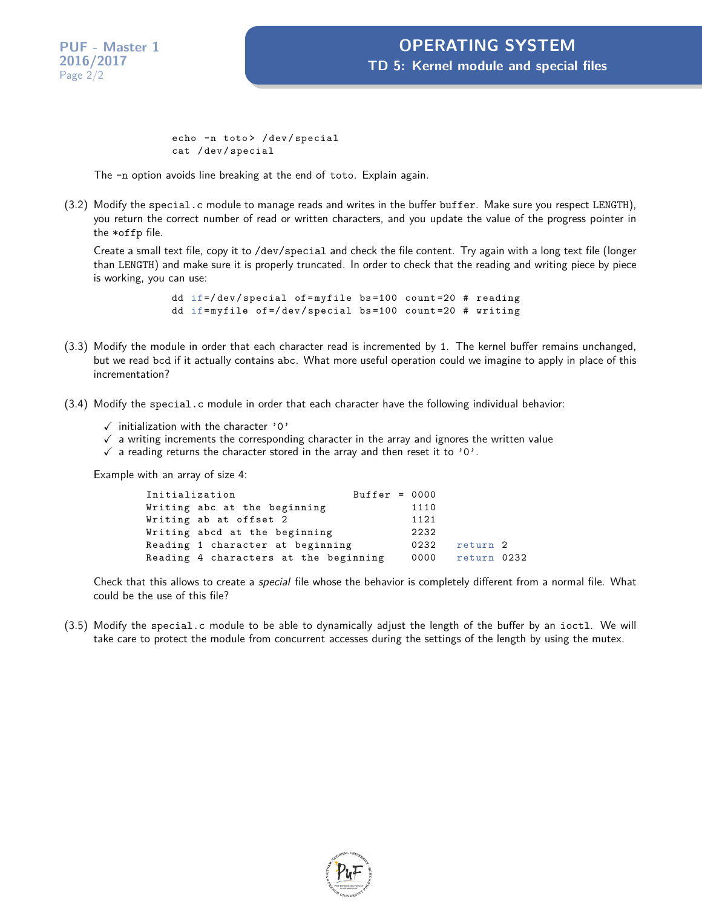```
echo -n toto> /dev/special
cat /dev/special
```

The -n option avoids line breaking at the end of toto. Explain again.

(3.2) Modify the special.c module to manage reads and writes in the buffer buffer. Make sure you respect LENGTH), you return the correct number of read or written characters, and you update the value of the progress pointer in the *offp file.

Create a small text file, copy it to /dev/special and check the file content. Try again with a long text file (longer than LENGTH) and make sure it is properly truncated. In order to check that the reading and writing piece by piece is working, you can use:

```
dd if=/dev/special of=myfile bs=100 count=20 # reading
dd if=myfile of=/dev/special bs=100 count=20 # writing
```

(3.3) Modify the module in order that each character read is incremented by 1. The kernel buffer remains unchanged, but we read bcd if it actually contains abc. What more useful operation could we imagine to apply in place of this incrementation?

(3.4) Modify the special.c module in order that each character have the following individual behavior:

- ✓ initialization with the character '0'
- ✓ a writing increments the corresponding character in the array and ignores the written value
- ✓ a reading returns the character stored in the array and then reset it to '0'.

Example with an array of size 4:

```
Initialization                   Buffer = 0000
Writing abc at the beginning              1110
Writing ab at offset 2                    1121
Writing abcd at the beginning             2232
Reading 1 character at beginning          0232   return 2
Reading 4 characters at the beginning     0000   return 0232
```

Check that this allows to create a *special* file whose the behavior is completely different from a normal file. What could be the use of this file?

(3.5) Modify the special.c module to be able to dynamically adjust the length of the buffer by an ioctl. We will take care to protect the module from concurrent accesses during the settings of the length by using the mutex.